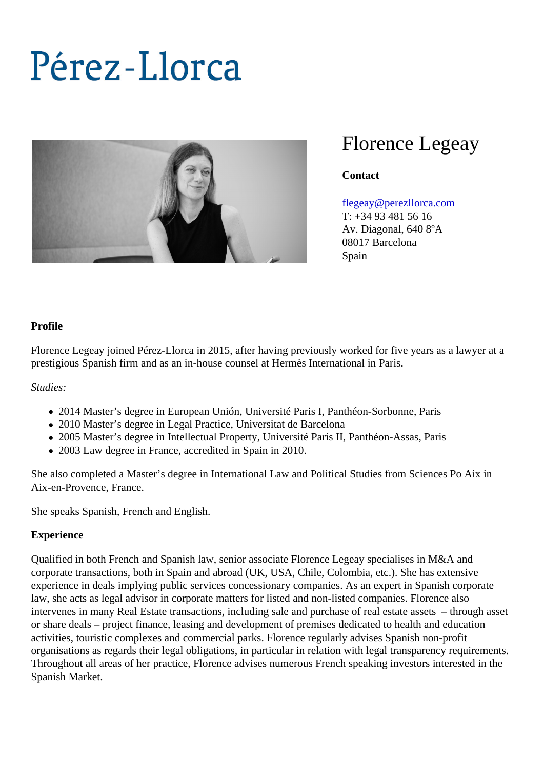Pérez-Llorca

# Florence Legeay

**Contact**

flegeay@perezllorca.com
T: +34 93 481 56 16
Av. Diagonal, 640 8ºA
08017 Barcelona
Spain

**Profile**

Florence Legeay joined Pérez-Llorca in 2015, after having previously worked for five years as a lawyer at a prestigious Spanish firm and as an in-house counsel at Hermès International in Paris.

*Studies:*

- 2014 Master's degree in European Unión, Université Paris I, Panthéon-Sorbonne, Paris
- 2010 Master's degree in Legal Practice, Universitat de Barcelona
- 2005 Master's degree in Intellectual Property, Université Paris II, Panthéon-Assas, Paris
- 2003 Law degree in France, accredited in Spain in 2010.

She also completed a Master's degree in International Law and Political Studies from Sciences Po Aix in Aix-en-Provence, France.

She speaks Spanish, French and English.

**Experience**

Qualified in both French and Spanish law, senior associate Florence Legeay specialises in M&A and corporate transactions, both in Spain and abroad (UK, USA, Chile, Colombia, etc.). She has extensive experience in deals implying public services concessionary companies. As an expert in Spanish corporate law, she acts as legal advisor in corporate matters for listed and non-listed companies. Florence also intervenes in many Real Estate transactions, including sale and purchase of real estate assets – through asset or share deals – project finance, leasing and development of premises dedicated to health and education activities, touristic complexes and commercial parks. Florence regularly advises Spanish non-profit organisations as regards their legal obligations, in particular in relation with legal transparency requirements. Throughout all areas of her practice, Florence advises numerous French speaking investors interested in the Spanish Market.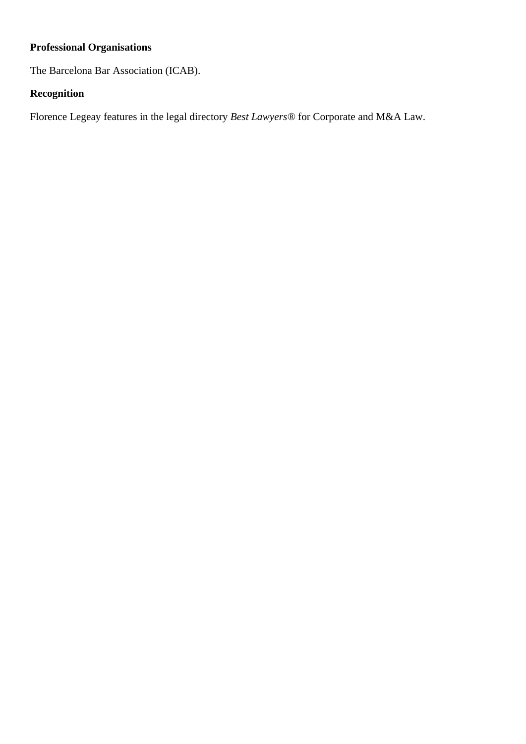**Professional Organisations**

The Barcelona Bar Association (ICAB).

**Recognition**

Florence Legeay features in the legal directory *Best Lawyers®* for Corporate and M&A Law.